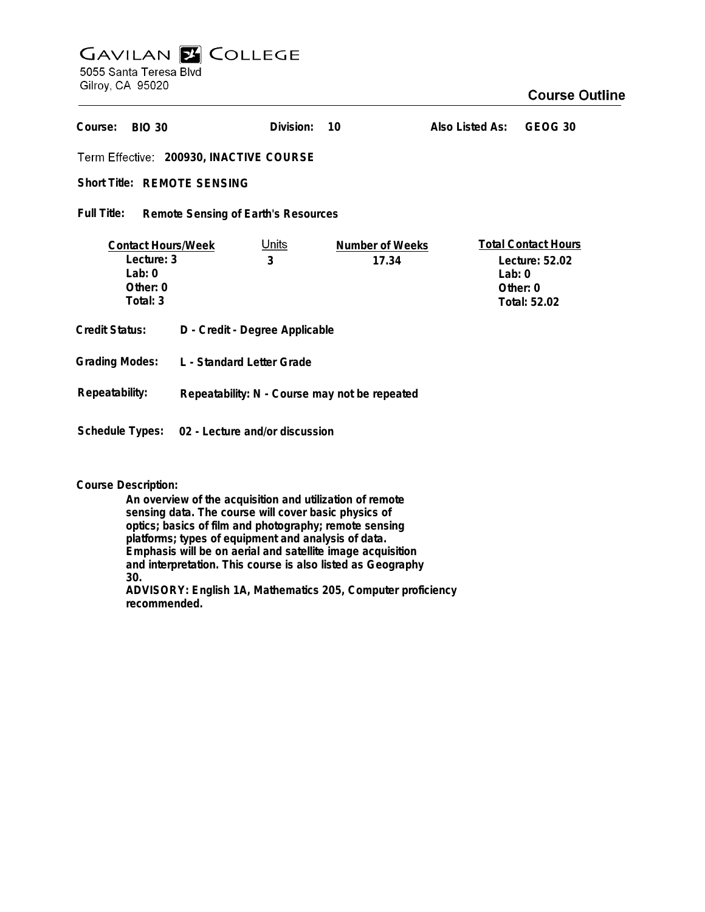# GAVILAN COLLEGE

5055 Santa Teresa Blvd
Gilroy, CA 95020

## Course Outline

**Course:** BIO 30 **Division:** 10 **Also Listed As:** GEOG 30

**Term Effective:** 200930, INACTIVE COURSE

**Short Title:** REMOTE SENSING

**Full Title:** Remote Sensing of Earth's Resources

| Contact Hours/Week | Units | Number of Weeks | Total Contact Hours |
|---|---|---|---|
| Lecture: 3 | 3 | 17.34 | Lecture: 52.02 |
| Lab: 0 | | | Lab: 0 |
| Other: 0 | | | Other: 0 |
| Total: 3 | | | Total: 52.02 |

**Credit Status:** D - Credit - Degree Applicable

**Grading Modes:** L - Standard Letter Grade

**Repeatability:** Repeatability: N - Course may not be repeated

**Schedule Types:** 02 - Lecture and/or discussion

**Course Description:**

An overview of the acquisition and utilization of remote sensing data. The course will cover basic physics of optics; basics of film and photography; remote sensing platforms; types of equipment and analysis of data. Emphasis will be on aerial and satellite image acquisition and interpretation. This course is also listed as Geography 30.
ADVISORY: English 1A, Mathematics 205, Computer proficiency recommended.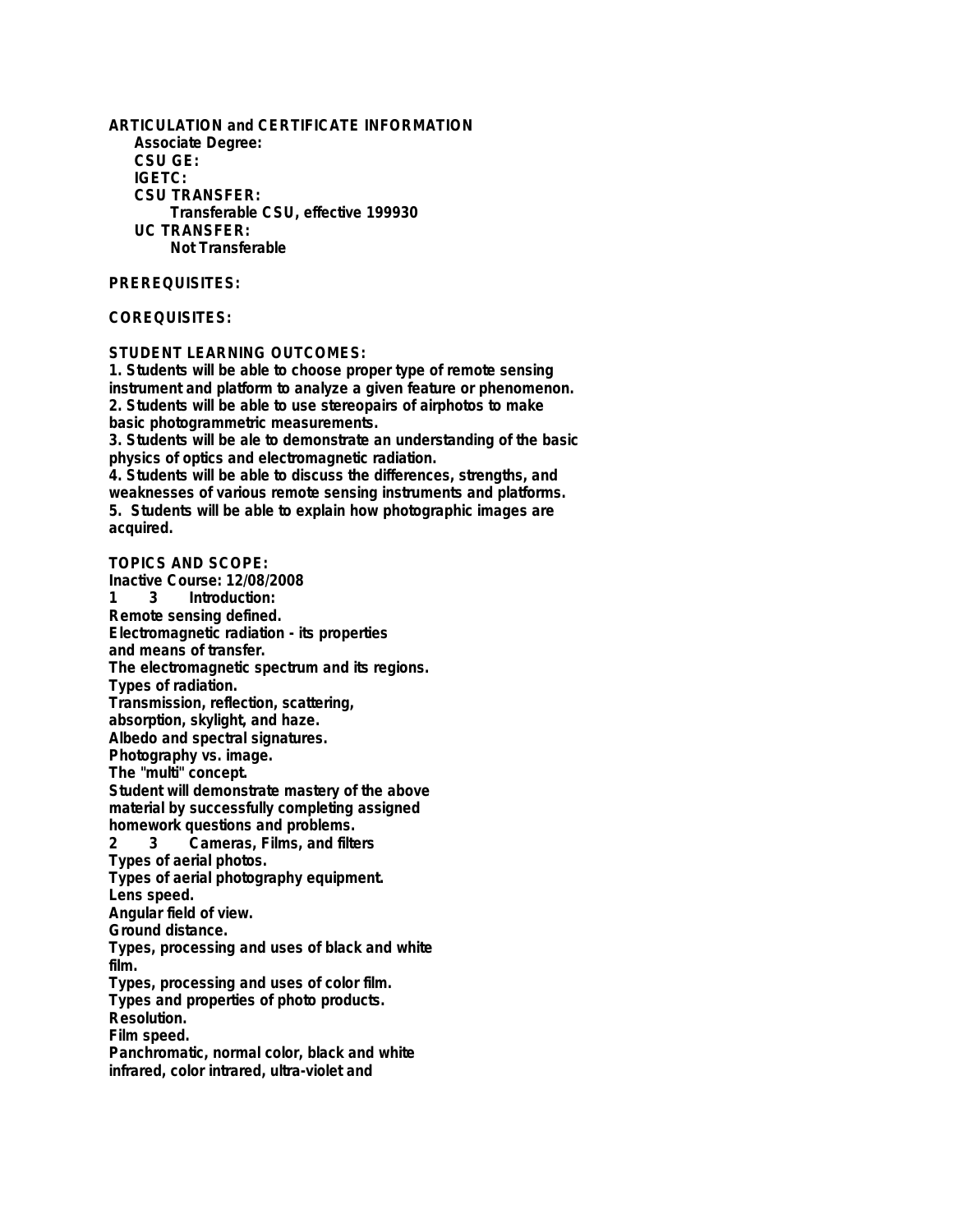**ARTICULATION and CERTIFICATE INFORMATION**

**Associate Degree:**

**CSU GE:**

**IGETC:**

**CSU TRANSFER:**

Transferable CSU, effective 199930

**UC TRANSFER:**

Not Transferable

**PREREQUISITES:**

**COREQUISITES:**

**STUDENT LEARNING OUTCOMES:**

1. Students will be able to choose proper type of remote sensing instrument and platform to analyze a given feature or phenomenon.
2. Students will be able to use stereopairs of airphotos to make basic photogrammetric measurements.
3. Students will be ale to demonstrate an understanding of the basic physics of optics and electromagnetic radiation.
4. Students will be able to discuss the differences, strengths, and weaknesses of various remote sensing instruments and platforms.
5. Students will be able to explain how photographic images are acquired.

**TOPICS AND SCOPE:**

Inactive Course: 12/08/2008

1 3 Introduction:

Remote sensing defined.
Electromagnetic radiation - its properties and means of transfer.
The electromagnetic spectrum and its regions.
Types of radiation.
Transmission, reflection, scattering, absorption, skylight, and haze.
Albedo and spectral signatures.
Photography vs. image.
The "multi" concept.
Student will demonstrate mastery of the above material by successfully completing assigned homework questions and problems.

2 3 Cameras, Films, and filters

Types of aerial photos.
Types of aerial photography equipment.
Lens speed.
Angular field of view.
Ground distance.
Types, processing and uses of black and white film.
Types, processing and uses of color film.
Types and properties of photo products.
Resolution.
Film speed.
Panchromatic, normal color, black and white infrared, color intrared, ultra-violet and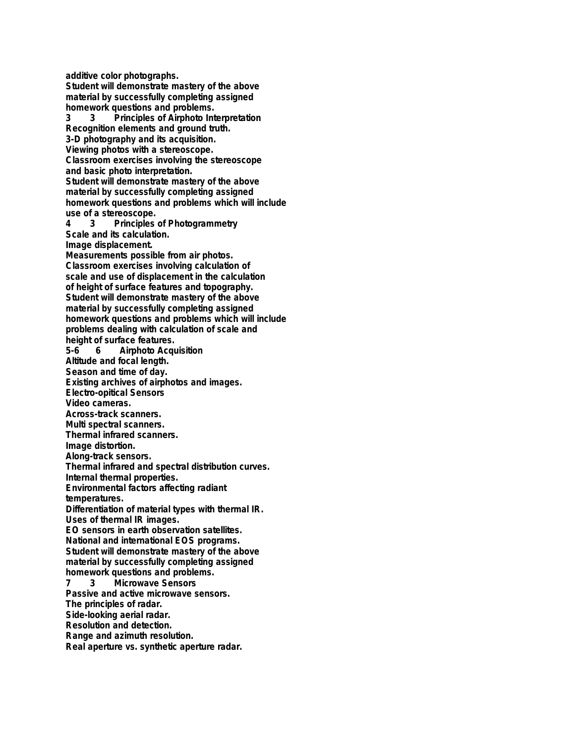additive color photographs.
Student will demonstrate mastery of the above material by successfully completing assigned homework questions and problems.

3 3 Principles of Airphoto Interpretation
Recognition elements and ground truth.
3-D photography and its acquisition.
Viewing photos with a stereoscope.
Classroom exercises involving the stereoscope and basic photo interpretation.
Student will demonstrate mastery of the above material by successfully completing assigned homework questions and problems which will include use of a stereoscope.

4 3 Principles of Photogrammetry
Scale and its calculation.
Image displacement.
Measurements possible from air photos.
Classroom exercises involving calculation of scale and use of displacement in the calculation of height of surface features and topography.
Student will demonstrate mastery of the above material by successfully completing assigned homework questions and problems which will include problems dealing with calculation of scale and height of surface features.

5-6 6 Airphoto Acquisition
Altitude and focal length.
Season and time of day.
Existing archives of airphotos and images.
Electro-opitical Sensors
Video cameras.
Across-track scanners.
Multi spectral scanners.
Thermal infrared scanners.
Image distortion.
Along-track sensors.
Thermal infrared and spectral distribution curves.
Internal thermal properties.
Environmental factors affecting radiant temperatures.
Differentiation of material types with thermal IR.
Uses of thermal IR images.
EO sensors in earth observation satellites.
National and international EOS programs.
Student will demonstrate mastery of the above material by successfully completing assigned homework questions and problems.

7 3 Microwave Sensors
Passive and active microwave sensors.
The principles of radar.
Side-looking aerial radar.
Resolution and detection.
Range and azimuth resolution.
Real aperture vs. synthetic aperture radar.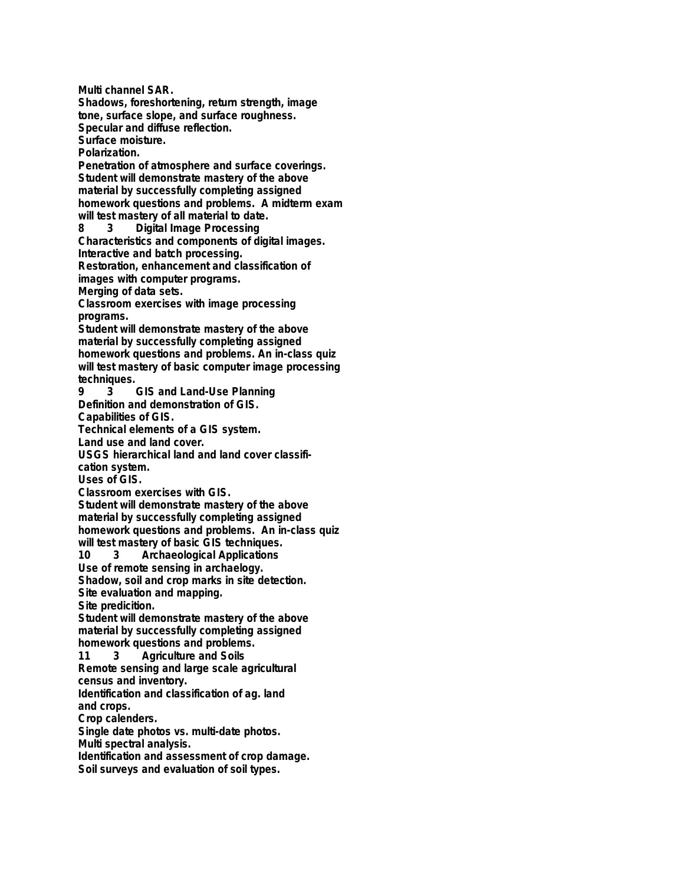Multi channel SAR.
Shadows, foreshortening, return strength, image tone, surface slope, and surface roughness.
Specular and diffuse reflection.
Surface moisture.
Polarization.
Penetration of atmosphere and surface coverings.
Student will demonstrate mastery of the above material by successfully completing assigned homework questions and problems. A midterm exam will test mastery of all material to date.

8 3 Digital Image Processing
Characteristics and components of digital images.
Interactive and batch processing.
Restoration, enhancement and classification of images with computer programs.
Merging of data sets.
Classroom exercises with image processing programs.
Student will demonstrate mastery of the above material by successfully completing assigned homework questions and problems. An in-class quiz will test mastery of basic computer image processing techniques.

9 3 GIS and Land-Use Planning
Definition and demonstration of GIS.
Capabilities of GIS.
Technical elements of a GIS system.
Land use and land cover.
USGS hierarchical land and land cover classification system.
Uses of GIS.
Classroom exercises with GIS.
Student will demonstrate mastery of the above material by successfully completing assigned homework questions and problems. An in-class quiz will test mastery of basic GIS techniques.

10 3 Archaeological Applications
Use of remote sensing in archaelogy.
Shadow, soil and crop marks in site detection.
Site evaluation and mapping.
Site predicition.
Student will demonstrate mastery of the above material by successfully completing assigned homework questions and problems.

11 3 Agriculture and Soils
Remote sensing and large scale agricultural census and inventory.
Identification and classification of ag. land and crops.
Crop calenders.
Single date photos vs. multi-date photos.
Multi spectral analysis.
Identification and assessment of crop damage.
Soil surveys and evaluation of soil types.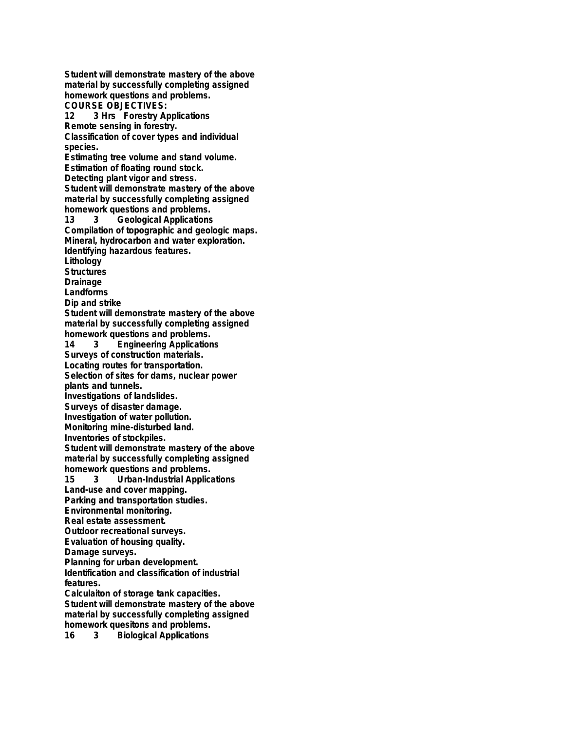Student will demonstrate mastery of the above material by successfully completing assigned homework questions and problems.

**COURSE OBJECTIVES:**

**12 3 Hrs Forestry Applications**

Remote sensing in forestry.

Classification of cover types and individual species.

Estimating tree volume and stand volume.

Estimation of floating round stock.

Detecting plant vigor and stress.

Student will demonstrate mastery of the above material by successfully completing assigned homework questions and problems.

**13 3 Geological Applications**

Compilation of topographic and geologic maps.

Mineral, hydrocarbon and water exploration.

Identifying hazardous features.

Lithology

Structures

Drainage

Landforms

Dip and strike

Student will demonstrate mastery of the above material by successfully completing assigned homework questions and problems.

**14 3 Engineering Applications**

Surveys of construction materials.

Locating routes for transportation.

Selection of sites for dams, nuclear power plants and tunnels.

Investigations of landslides.

Surveys of disaster damage.

Investigation of water pollution.

Monitoring mine-disturbed land.

Inventories of stockpiles.

Student will demonstrate mastery of the above material by successfully completing assigned homework questions and problems.

**15 3 Urban-Industrial Applications**

Land-use and cover mapping.

Parking and transportation studies.

Environmental monitoring.

Real estate assessment.

Outdoor recreational surveys.

Evaluation of housing quality.

Damage surveys.

Planning for urban development.

Identification and classification of industrial features.

Calculaiton of storage tank capacities.

Student will demonstrate mastery of the above material by successfully completing assigned homework quesitons and problems.

**16 3 Biological Applications**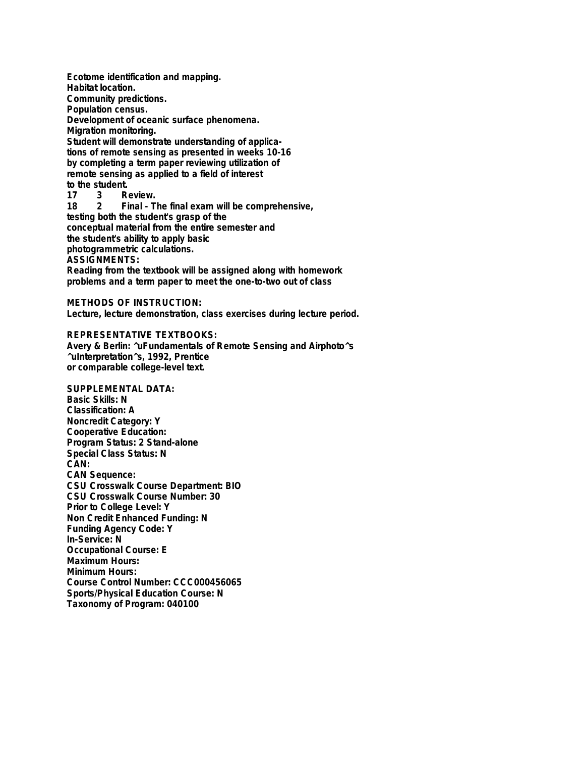Ecotome identification and mapping.
Habitat location.
Community predictions.
Population census.
Development of oceanic surface phenomena.
Migration monitoring.
Student will demonstrate understanding of applications of remote sensing as presented in weeks 10-16 by completing a term paper reviewing utilization of remote sensing as applied to a field of interest to the student.

17 3 Review.

18 2 Final - The final exam will be comprehensive, testing both the student's grasp of the conceptual material from the entire semester and the student's ability to apply basic photogrammetric calculations.

**ASSIGNMENTS:**

Reading from the textbook will be assigned along with homework problems and a term paper to meet the one-to-two out of class

**METHODS OF INSTRUCTION:**

Lecture, lecture demonstration, class exercises during lecture period.

**REPRESENTATIVE TEXTBOOKS:**

Avery & Berlin: ^uFundamentals of Remote Sensing and Airphoto^s ^uInterpretation^s, 1992, Prentice
or comparable college-level text.

**SUPPLEMENTAL DATA:**

Basic Skills: N
Classification: A
Noncredit Category: Y
Cooperative Education:
Program Status: 2 Stand-alone
Special Class Status: N
CAN:
CAN Sequence:
CSU Crosswalk Course Department: BIO
CSU Crosswalk Course Number: 30
Prior to College Level: Y
Non Credit Enhanced Funding: N
Funding Agency Code: Y
In-Service: N
Occupational Course: E
Maximum Hours:
Minimum Hours:
Course Control Number: CCC000456065
Sports/Physical Education Course: N
Taxonomy of Program: 040100